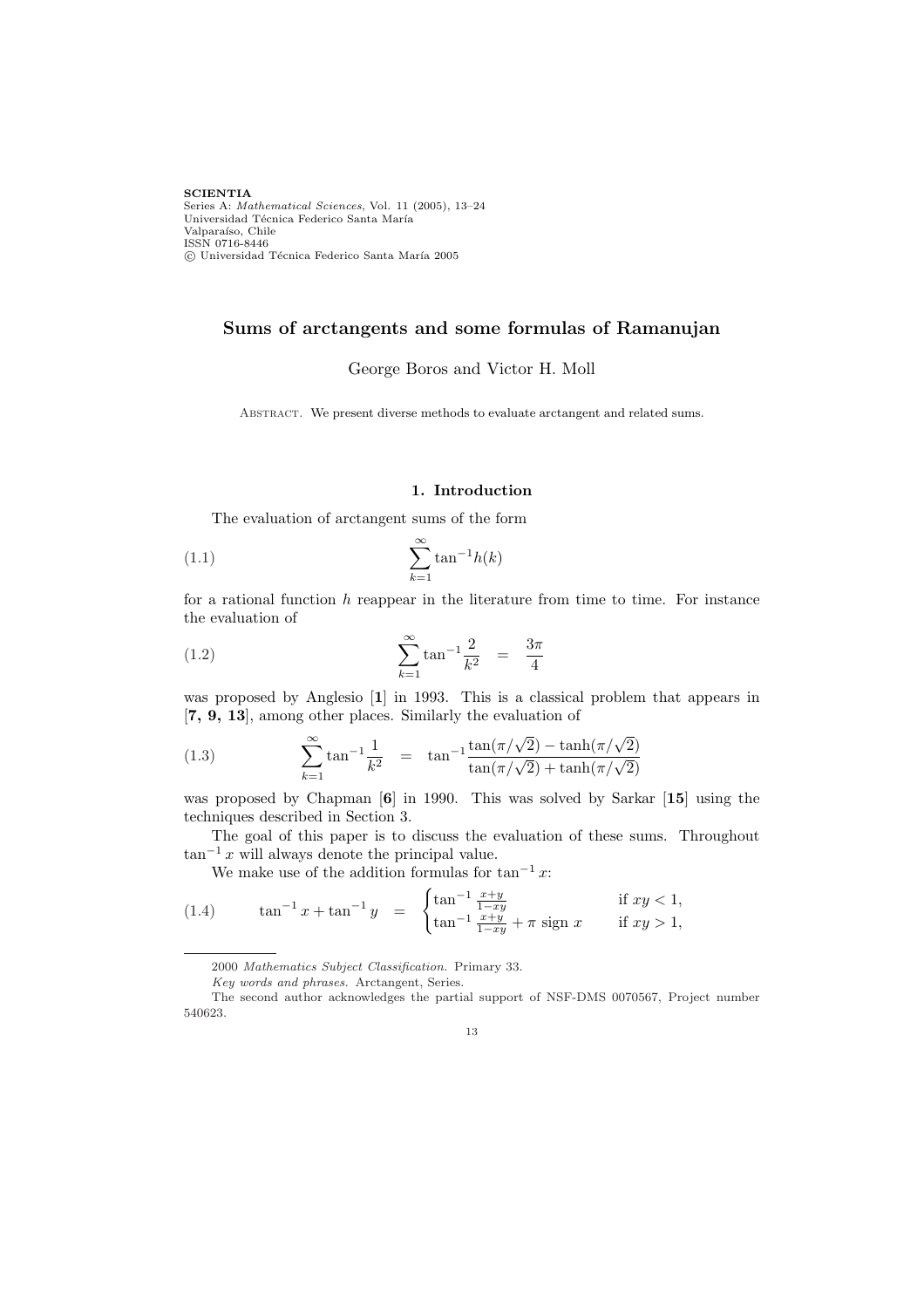SCIENTIA
Series A: *Mathematical Sciences*, Vol. 11 (2005), 13–24
Universidad Técnica Federico Santa María
Valparaíso, Chile
ISSN 0716-8446
© Universidad Técnica Federico Santa María 2005

# Sums of arctangents and some formulas of Ramanujan

George Boros and Victor H. Moll

Abstract. We present diverse methods to evaluate arctangent and related sums.

## 1. Introduction

The evaluation of arctangent sums of the form

$$\sum_{k=1}^{\infty} \tan^{-1} h(k) \tag{1.1}$$

for a rational function $h$ reappear in the literature from time to time. For instance the evaluation of

$$\sum_{k=1}^{\infty} \tan^{-1} \frac{2}{k^2} \quad = \quad \frac{3\pi}{4} \tag{1.2}$$

was proposed by Anglesio [**1**] in 1993. This is a classical problem that appears in [**7, 9, 13**], among other places. Similarly the evaluation of

$$\sum_{k=1}^{\infty} \tan^{-1} \frac{1}{k^2} \quad = \quad \tan^{-1} \frac{\tan(\pi/\sqrt{2}) - \tanh(\pi/\sqrt{2})}{\tan(\pi/\sqrt{2}) + \tanh(\pi/\sqrt{2})} \tag{1.3}$$

was proposed by Chapman [**6**] in 1990. This was solved by Sarkar [**15**] using the techniques described in Section 3.

The goal of this paper is to discuss the evaluation of these sums. Throughout $\tan^{-1} x$ will always denote the principal value.

We make use of the addition formulas for $\tan^{-1} x$:

$$\tan^{-1} x + \tan^{-1} y \quad = \quad \begin{cases} \tan^{-1} \frac{x+y}{1-xy} & \text{if } xy < 1, \\ \tan^{-1} \frac{x+y}{1-xy} + \pi \ \text{sign}\ x & \text{if } xy > 1, \end{cases} \tag{1.4}$$

---

2000 *Mathematics Subject Classification.* Primary 33.

*Key words and phrases.* Arctangent, Series.

The second author acknowledges the partial support of NSF-DMS 0070567, Project number 540623.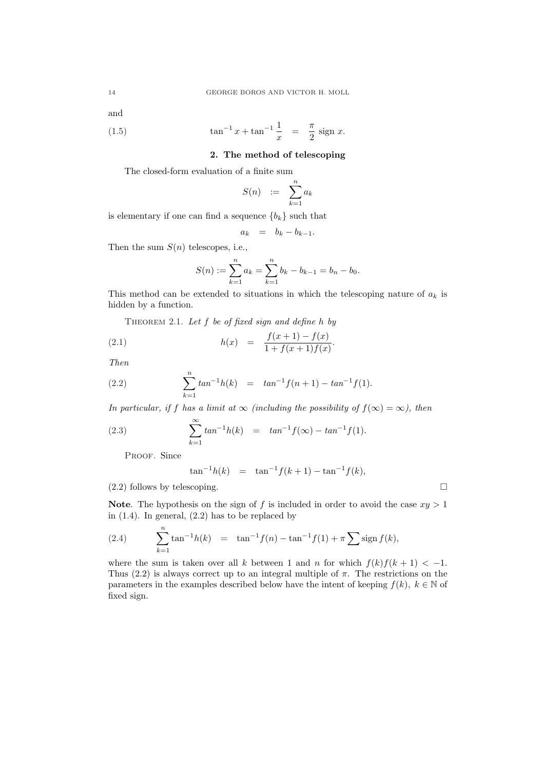and

$$\tan^{-1} x + \tan^{-1} \frac{1}{x} \quad = \quad \frac{\pi}{2} \operatorname{sign} x. \tag{1.5}$$

## 2. The method of telescoping

The closed-form evaluation of a finite sum

$$S(n) \quad := \quad \sum_{k=1}^{n} a_k$$

is elementary if one can find a sequence $\{b_k\}$ such that

$$a_k \quad = \quad b_k - b_{k-1}.$$

Then the sum $S(n)$ telescopes, i.e.,

$$S(n) := \sum_{k=1}^{n} a_k = \sum_{k=1}^{n} b_k - b_{k-1} = b_n - b_0.$$

This method can be extended to situations in which the telescoping nature of $a_k$ is hidden by a function.

Theorem 2.1. *Let $f$ be of fixed sign and define $h$ by*

$$h(x) \quad = \quad \frac{f(x+1) - f(x)}{1 + f(x+1)f(x)}. \tag{2.1}$$

*Then*

$$\sum_{k=1}^{n} tan^{-1} h(k) \quad = \quad tan^{-1} f(n+1) - tan^{-1} f(1). \tag{2.2}$$

*In particular, if $f$ has a limit at $\infty$ (including the possibility of $f(\infty) = \infty$), then*

$$\sum_{k=1}^{\infty} tan^{-1} h(k) \quad = \quad tan^{-1} f(\infty) - tan^{-1} f(1). \tag{2.3}$$

Proof. Since

$$\tan^{-1} h(k) \quad = \quad \tan^{-1} f(k+1) - \tan^{-1} f(k),$$

(2.2) follows by telescoping. □

**Note**. The hypothesis on the sign of $f$ is included in order to avoid the case $xy > 1$ in (1.4). In general, (2.2) has to be replaced by

$$\sum_{k=1}^{n} \tan^{-1} h(k) \quad = \quad \tan^{-1} f(n) - \tan^{-1} f(1) + \pi \sum \operatorname{sign} f(k), \tag{2.4}$$

where the sum is taken over all $k$ between 1 and $n$ for which $f(k)f(k+1) < -1$. Thus (2.2) is always correct up to an integral multiple of $\pi$. The restrictions on the parameters in the examples described below have the intent of keeping $f(k)$, $k \in \mathbb{N}$ of fixed sign.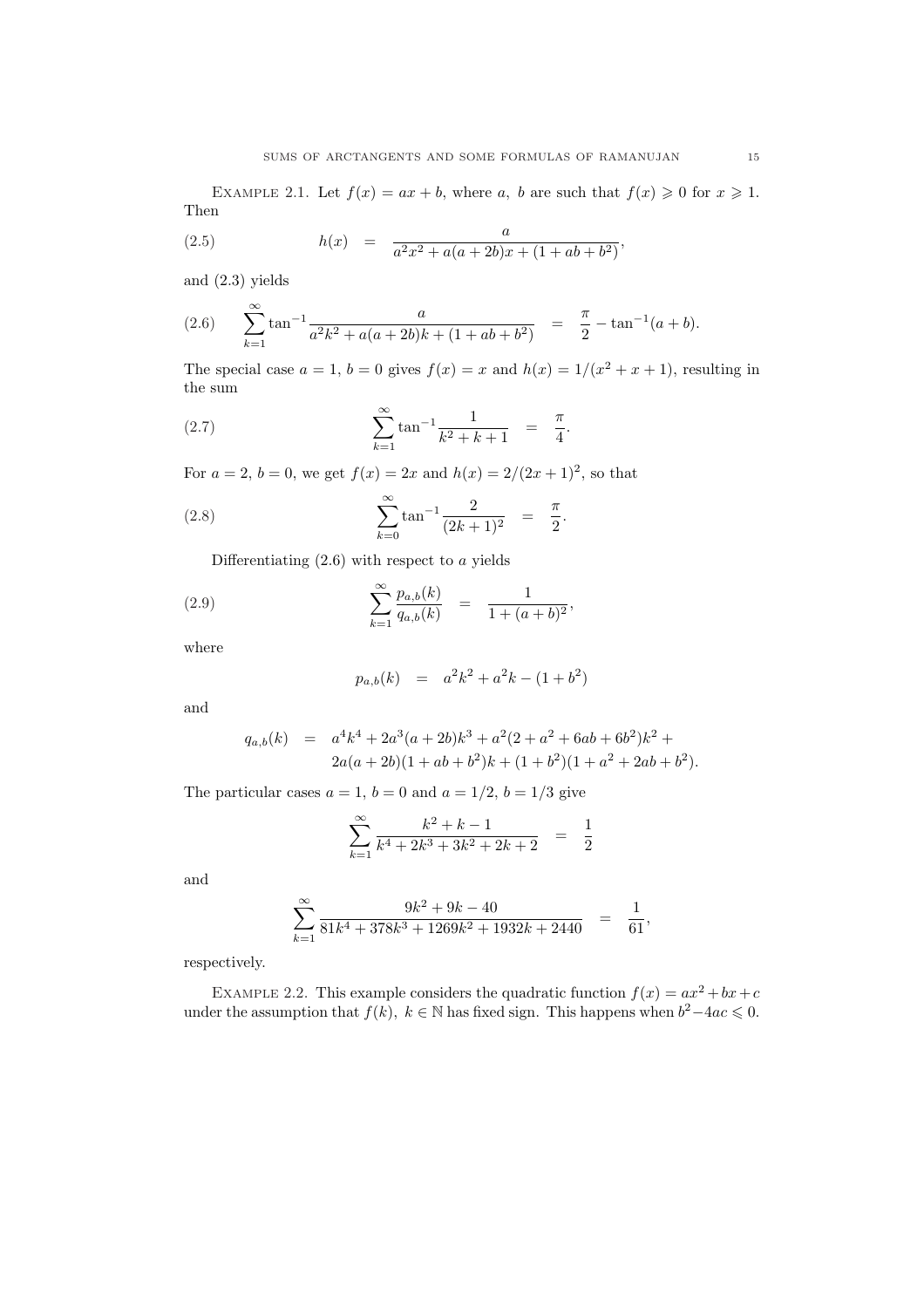Example 2.1. Let $f(x) = ax + b$, where $a$, $b$ are such that $f(x) \geqslant 0$ for $x \geqslant 1$. Then

$$h(x) = \frac{a}{a^2x^2 + a(a+2b)x + (1+ab+b^2)}, \tag{2.5}$$

and (2.3) yields

$$\sum_{k=1}^{\infty} \tan^{-1} \frac{a}{a^2k^2 + a(a+2b)k + (1+ab+b^2)} = \frac{\pi}{2} - \tan^{-1}(a+b). \tag{2.6}$$

The special case $a = 1$, $b = 0$ gives $f(x) = x$ and $h(x) = 1/(x^2 + x + 1)$, resulting in the sum

$$\sum_{k=1}^{\infty} \tan^{-1} \frac{1}{k^2 + k + 1} = \frac{\pi}{4}. \tag{2.7}$$

For $a = 2$, $b = 0$, we get $f(x) = 2x$ and $h(x) = 2/(2x+1)^2$, so that

$$\sum_{k=0}^{\infty} \tan^{-1} \frac{2}{(2k+1)^2} = \frac{\pi}{2}. \tag{2.8}$$

Differentiating (2.6) with respect to $a$ yields

$$\sum_{k=1}^{\infty} \frac{p_{a,b}(k)}{q_{a,b}(k)} = \frac{1}{1+(a+b)^2}, \tag{2.9}$$

where

$$p_{a,b}(k) = a^2k^2 + a^2k - (1+b^2)$$

and

$$\begin{aligned} q_{a,b}(k) = \; & a^4k^4 + 2a^3(a+2b)k^3 + a^2(2+a^2+6ab+6b^2)k^2 + \\ & 2a(a+2b)(1+ab+b^2)k + (1+b^2)(1+a^2+2ab+b^2). \end{aligned}$$

The particular cases $a = 1$, $b = 0$ and $a = 1/2$, $b = 1/3$ give

$$\sum_{k=1}^{\infty} \frac{k^2+k-1}{k^4+2k^3+3k^2+2k+2} = \frac{1}{2}$$

and

$$\sum_{k=1}^{\infty} \frac{9k^2+9k-40}{81k^4+378k^3+1269k^2+1932k+2440} = \frac{1}{61},$$

respectively.

Example 2.2. This example considers the quadratic function $f(x) = ax^2 + bx + c$ under the assumption that $f(k)$, $k \in \mathbb{N}$ has fixed sign. This happens when $b^2 - 4ac \leqslant 0$.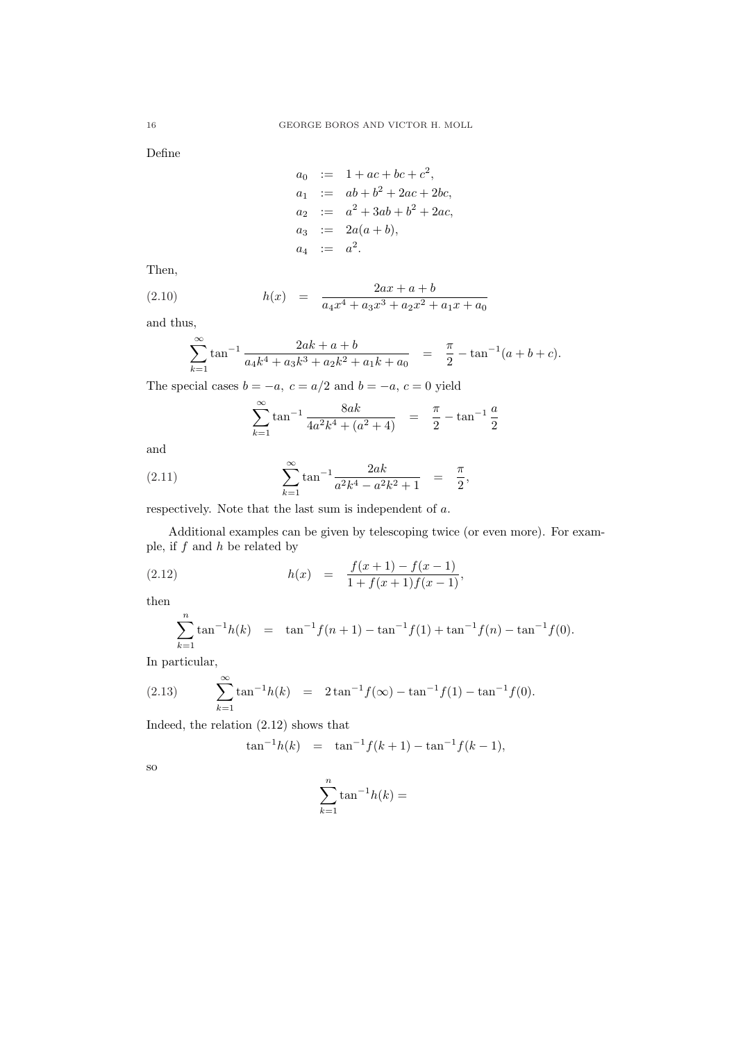Define

$$
\begin{aligned}
a_0 &:= 1 + ac + bc + c^2, \\
a_1 &:= ab + b^2 + 2ac + 2bc, \\
a_2 &:= a^2 + 3ab + b^2 + 2ac, \\
a_3 &:= 2a(a+b), \\
a_4 &:= a^2.
\end{aligned}
$$

Then,

$$
h(x) = \frac{2ax + a + b}{a_4x^4 + a_3x^3 + a_2x^2 + a_1x + a_0} \tag{2.10}
$$

and thus,

$$
\sum_{k=1}^{\infty} \tan^{-1} \frac{2ak + a + b}{a_4k^4 + a_3k^3 + a_2k^2 + a_1k + a_0} = \frac{\pi}{2} - \tan^{-1}(a+b+c).
$$

The special cases $b = -a, \; c = a/2$ and $b = -a, \; c = 0$ yield

$$
\sum_{k=1}^{\infty} \tan^{-1} \frac{8ak}{4a^2k^4 + (a^2+4)} = \frac{\pi}{2} - \tan^{-1} \frac{a}{2}
$$

and

$$
\sum_{k=1}^{\infty} \tan^{-1} \frac{2ak}{a^2k^4 - a^2k^2 + 1} = \frac{\pi}{2}, \tag{2.11}
$$

respectively. Note that the last sum is independent of $a$.

Additional examples can be given by telescoping twice (or even more). For example, if $f$ and $h$ be related by

$$
h(x) = \frac{f(x+1) - f(x-1)}{1 + f(x+1)f(x-1)}, \tag{2.12}
$$

then

$$
\sum_{k=1}^{n} \tan^{-1} h(k) = \tan^{-1} f(n+1) - \tan^{-1} f(1) + \tan^{-1} f(n) - \tan^{-1} f(0).
$$

In particular,

$$
\sum_{k=1}^{\infty} \tan^{-1} h(k) = 2\tan^{-1} f(\infty) - \tan^{-1} f(1) - \tan^{-1} f(0). \tag{2.13}
$$

Indeed, the relation (2.12) shows that

$$
\tan^{-1} h(k) = \tan^{-1} f(k+1) - \tan^{-1} f(k-1),
$$

so

$$
\sum_{k=1}^{n} \tan^{-1} h(k) =
$$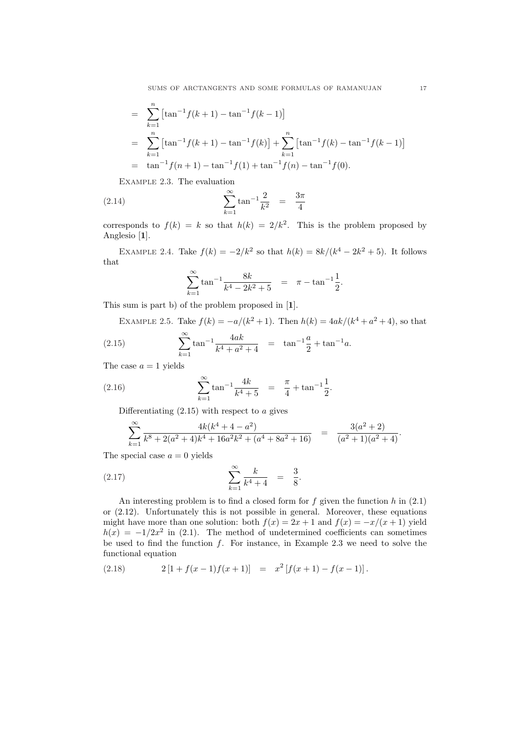$$
\begin{aligned}
&= \sum_{k=1}^{n} \left[ \tan^{-1} f(k+1) - \tan^{-1} f(k-1) \right] \\
&= \sum_{k=1}^{n} \left[ \tan^{-1} f(k+1) - \tan^{-1} f(k) \right] + \sum_{k=1}^{n} \left[ \tan^{-1} f(k) - \tan^{-1} f(k-1) \right] \\
&= \tan^{-1} f(n+1) - \tan^{-1} f(1) + \tan^{-1} f(n) - \tan^{-1} f(0).
\end{aligned}
$$

Example 2.3. The evaluation

$$
\sum_{k=1}^{\infty} \tan^{-1} \frac{2}{k^2} = \frac{3\pi}{4} \tag{2.14}
$$

corresponds to $f(k) = k$ so that $h(k) = 2/k^2$. This is the problem proposed by Anglesio [**1**].

Example 2.4. Take $f(k) = -2/k^2$ so that $h(k) = 8k/(k^4 - 2k^2 + 5)$. It follows that

$$
\sum_{k=1}^{\infty} \tan^{-1} \frac{8k}{k^4 - 2k^2 + 5} = \pi - \tan^{-1} \frac{1}{2}.
$$

This sum is part b) of the problem proposed in [**1**].

Example 2.5. Take $f(k) = -a/(k^2 + 1)$. Then $h(k) = 4ak/(k^4 + a^2 + 4)$, so that

$$
\sum_{k=1}^{\infty} \tan^{-1} \frac{4ak}{k^4 + a^2 + 4} = \tan^{-1} \frac{a}{2} + \tan^{-1} a. \tag{2.15}
$$

The case $a = 1$ yields

$$
\sum_{k=1}^{\infty} \tan^{-1} \frac{4k}{k^4 + 5} = \frac{\pi}{4} + \tan^{-1} \frac{1}{2}. \tag{2.16}
$$

Differentiating (2.15) with respect to $a$ gives

$$
\sum_{k=1}^{\infty} \frac{4k(k^4 + 4 - a^2)}{k^8 + 2(a^2 + 4)k^4 + 16a^2k^2 + (a^4 + 8a^2 + 16)} = \frac{3(a^2 + 2)}{(a^2 + 1)(a^2 + 4)}.
$$

The special case $a = 0$ yields

$$
\sum_{k=1}^{\infty} \frac{k}{k^4 + 4} = \frac{3}{8}. \tag{2.17}
$$

An interesting problem is to find a closed form for $f$ given the function $h$ in (2.1) or (2.12). Unfortunately this is not possible in general. Moreover, these equations might have more than one solution: both $f(x) = 2x + 1$ and $f(x) = -x/(x + 1)$ yield $h(x) = -1/2x^2$ in (2.1). The method of undetermined coefficients can sometimes be used to find the function $f$. For instance, in Example 2.3 we need to solve the functional equation

$$
2\left[1 + f(x-1)f(x+1)\right] = x^2 \left[f(x+1) - f(x-1)\right]. \tag{2.18}
$$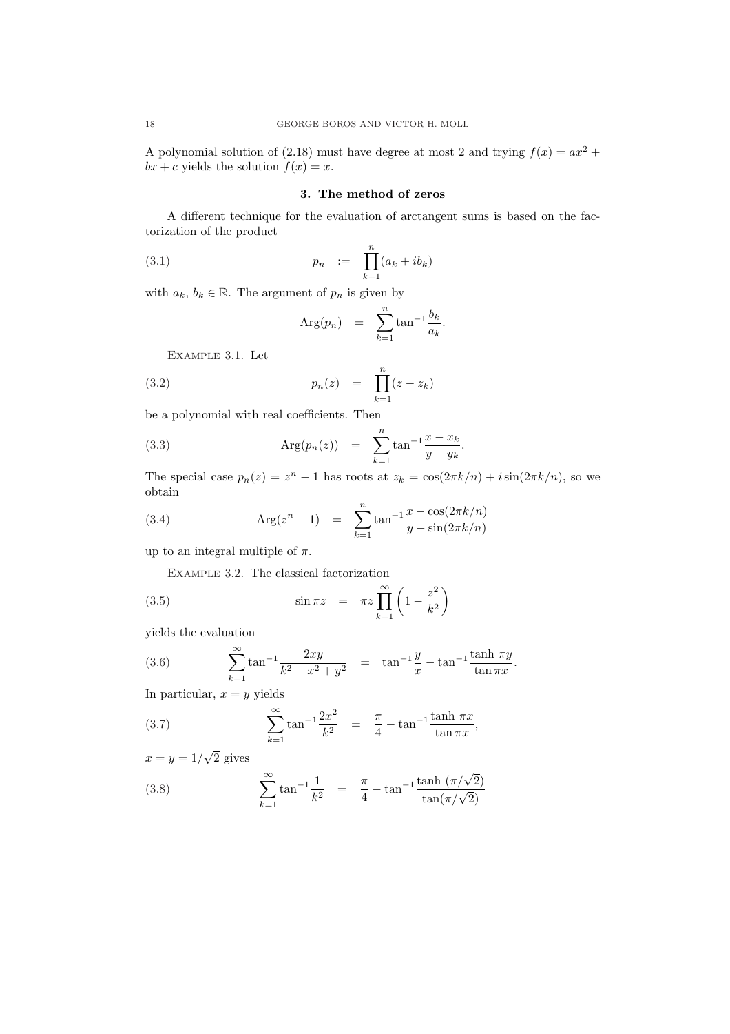A polynomial solution of (2.18) must have degree at most 2 and trying $f(x) = ax^2 + bx + c$ yields the solution $f(x) = x$.

## 3. The method of zeros

A different technique for the evaluation of arctangent sums is based on the factorization of the product

$$p_n \quad := \quad \prod_{k=1}^{n} (a_k + ib_k) \tag{3.1}$$

with $a_k$, $b_k \in \mathbb{R}$. The argument of $p_n$ is given by

$$\text{Arg}(p_n) \quad = \quad \sum_{k=1}^{n} \tan^{-1} \frac{b_k}{a_k}.$$

Example 3.1. Let

$$p_n(z) \quad = \quad \prod_{k=1}^{n} (z - z_k) \tag{3.2}$$

be a polynomial with real coefficients. Then

$$\text{Arg}(p_n(z)) \quad = \quad \sum_{k=1}^{n} \tan^{-1} \frac{x - x_k}{y - y_k}. \tag{3.3}$$

The special case $p_n(z) = z^n - 1$ has roots at $z_k = \cos(2\pi k/n) + i \sin(2\pi k/n)$, so we obtain

$$\text{Arg}(z^n - 1) \quad = \quad \sum_{k=1}^{n} \tan^{-1} \frac{x - \cos(2\pi k/n)}{y - \sin(2\pi k/n)} \tag{3.4}$$

up to an integral multiple of $\pi$.

Example 3.2. The classical factorization

$$\sin \pi z \quad = \quad \pi z \prod_{k=1}^{\infty} \left( 1 - \frac{z^2}{k^2} \right) \tag{3.5}$$

yields the evaluation

$$\sum_{k=1}^{\infty} \tan^{-1} \frac{2xy}{k^2 - x^2 + y^2} \quad = \quad \tan^{-1} \frac{y}{x} - \tan^{-1} \frac{\tanh \pi y}{\tan \pi x}. \tag{3.6}$$

In particular, $x = y$ yields

$$\sum_{k=1}^{\infty} \tan^{-1} \frac{2x^2}{k^2} \quad = \quad \frac{\pi}{4} - \tan^{-1} \frac{\tanh \pi x}{\tan \pi x}, \tag{3.7}$$

$x = y = 1/\sqrt{2}$ gives

$$\sum_{k=1}^{\infty} \tan^{-1} \frac{1}{k^2} \quad = \quad \frac{\pi}{4} - \tan^{-1} \frac{\tanh (\pi/\sqrt{2})}{\tan(\pi/\sqrt{2})} \tag{3.8}$$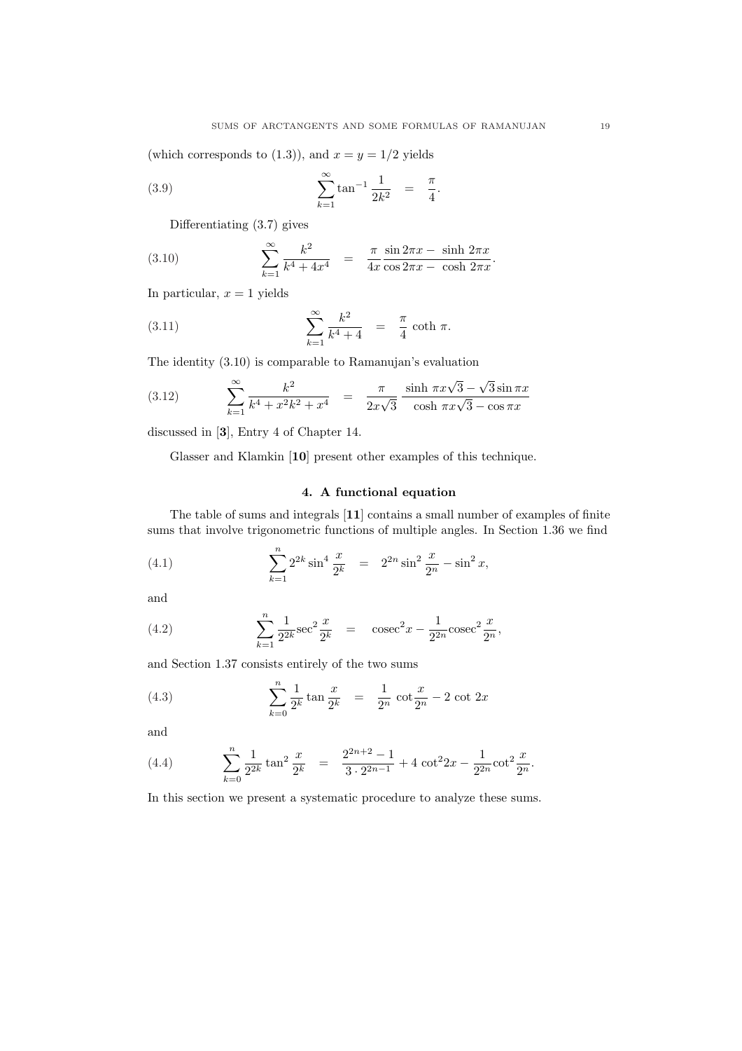(which corresponds to (1.3)), and $x = y = 1/2$ yields

$$\sum_{k=1}^{\infty} \tan^{-1} \frac{1}{2k^2} = \frac{\pi}{4}. \tag{3.9}$$

Differentiating (3.7) gives

$$\sum_{k=1}^{\infty} \frac{k^2}{k^4 + 4x^4} = \frac{\pi}{4x} \frac{\sin 2\pi x - \sinh 2\pi x}{\cos 2\pi x - \cosh 2\pi x}. \tag{3.10}$$

In particular, $x = 1$ yields

$$\sum_{k=1}^{\infty} \frac{k^2}{k^4 + 4} = \frac{\pi}{4} \coth \pi. \tag{3.11}$$

The identity (3.10) is comparable to Ramanujan's evaluation

$$\sum_{k=1}^{\infty} \frac{k^2}{k^4 + x^2k^2 + x^4} = \frac{\pi}{2x\sqrt{3}} \frac{\sinh \pi x\sqrt{3} - \sqrt{3} \sin \pi x}{\cosh \pi x\sqrt{3} - \cos \pi x} \tag{3.12}$$

discussed in [**3**], Entry 4 of Chapter 14.

Glasser and Klamkin [**10**] present other examples of this technique.

## 4. A functional equation

The table of sums and integrals [**11**] contains a small number of examples of finite sums that involve trigonometric functions of multiple angles. In Section 1.36 we find

$$\sum_{k=1}^{n} 2^{2k} \sin^4 \frac{x}{2^k} = 2^{2n} \sin^2 \frac{x}{2^n} - \sin^2 x, \tag{4.1}$$

and

$$\sum_{k=1}^{n} \frac{1}{2^{2k}} \sec^2 \frac{x}{2^k} = \operatorname{cosec}^2 x - \frac{1}{2^{2n}} \operatorname{cosec}^2 \frac{x}{2^n}, \tag{4.2}$$

and Section 1.37 consists entirely of the two sums

$$\sum_{k=0}^{n} \frac{1}{2^k} \tan \frac{x}{2^k} = \frac{1}{2^n} \cot \frac{x}{2^n} - 2 \cot 2x \tag{4.3}$$

and

$$\sum_{k=0}^{n} \frac{1}{2^{2k}} \tan^2 \frac{x}{2^k} = \frac{2^{2n+2} - 1}{3 \cdot 2^{2n-1}} + 4 \cot^2 2x - \frac{1}{2^{2n}} \cot^2 \frac{x}{2^n}. \tag{4.4}$$

In this section we present a systematic procedure to analyze these sums.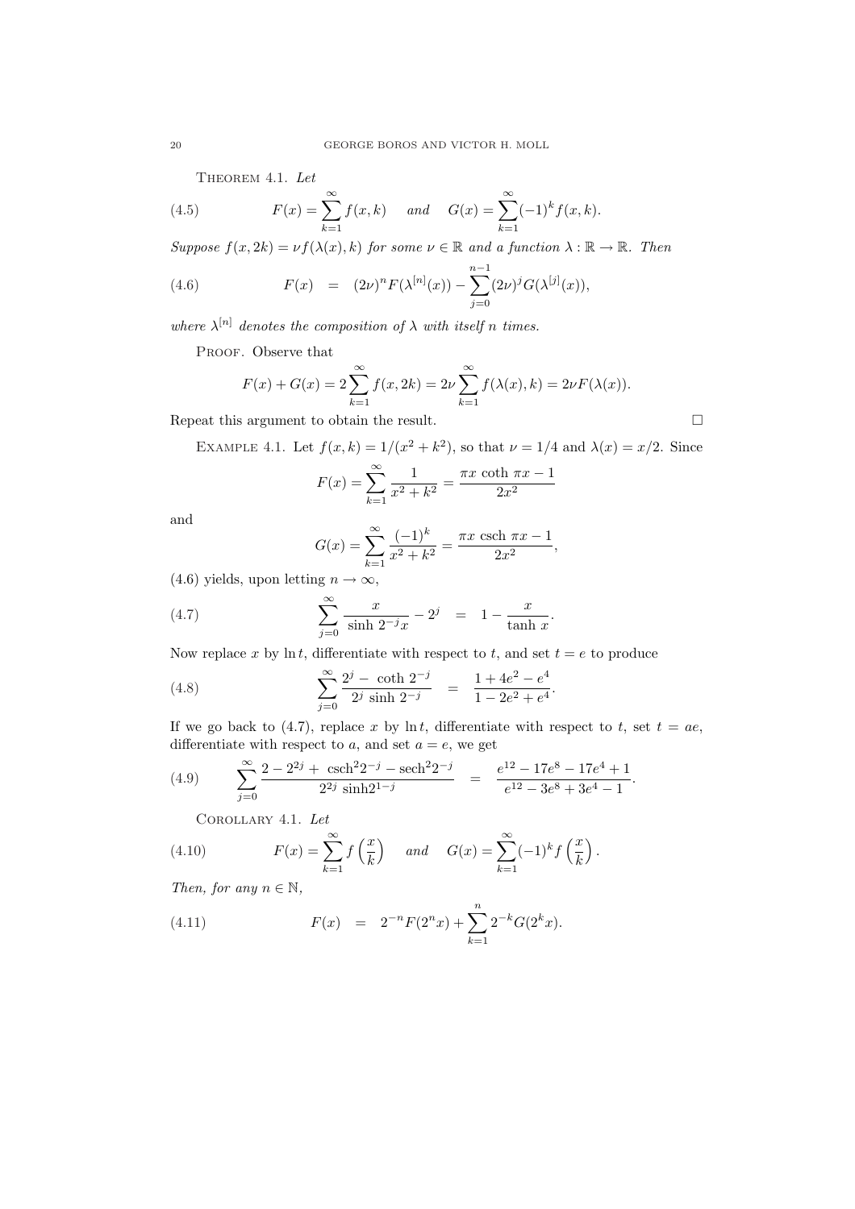THEOREM 4.1. *Let*

$$F(x) = \sum_{k=1}^{\infty} f(x,k) \quad \text{and} \quad G(x) = \sum_{k=1}^{\infty} (-1)^k f(x,k). \tag{4.5}$$

*Suppose* $f(x, 2k) = \nu f(\lambda(x), k)$ *for some* $\nu \in \mathbb{R}$ *and a function* $\lambda : \mathbb{R} \to \mathbb{R}$. *Then*

$$F(x) \quad = \quad (2\nu)^n F(\lambda^{[n]}(x)) - \sum_{j=0}^{n-1} (2\nu)^j G(\lambda^{[j]}(x)), \tag{4.6}$$

*where* $\lambda^{[n]}$ *denotes the composition of* $\lambda$ *with itself* $n$ *times.*

PROOF. Observe that

$$F(x) + G(x) = 2\sum_{k=1}^{\infty} f(x, 2k) = 2\nu \sum_{k=1}^{\infty} f(\lambda(x), k) = 2\nu F(\lambda(x)).$$

Repeat this argument to obtain the result. $\square$

EXAMPLE 4.1. Let $f(x, k) = 1/(x^2 + k^2)$, so that $\nu = 1/4$ and $\lambda(x) = x/2$. Since

$$F(x) = \sum_{k=1}^{\infty} \frac{1}{x^2 + k^2} = \frac{\pi x \coth \pi x - 1}{2x^2}$$

and

$$G(x) = \sum_{k=1}^{\infty} \frac{(-1)^k}{x^2 + k^2} = \frac{\pi x \operatorname{csch} \pi x - 1}{2x^2},$$

(4.6) yields, upon letting $n \to \infty$,

$$\sum_{j=0}^{\infty} \frac{x}{\sinh 2^{-j} x} - 2^j \quad = \quad 1 - \frac{x}{\tanh x}. \tag{4.7}$$

Now replace $x$ by $\ln t$, differentiate with respect to $t$, and set $t = e$ to produce

$$\sum_{j=0}^{\infty} \frac{2^j - \coth 2^{-j}}{2^j \sinh 2^{-j}} \quad = \quad \frac{1 + 4e^2 - e^4}{1 - 2e^2 + e^4}. \tag{4.8}$$

If we go back to (4.7), replace $x$ by $\ln t$, differentiate with respect to $t$, set $t = ae$, differentiate with respect to $a$, and set $a = e$, we get

$$\sum_{j=0}^{\infty} \frac{2 - 2^{2j} + \operatorname{csch}^2 2^{-j} - \operatorname{sech}^2 2^{-j}}{2^{2j} \sinh 2^{1-j}} \quad = \quad \frac{e^{12} - 17e^8 - 17e^4 + 1}{e^{12} - 3e^8 + 3e^4 - 1}. \tag{4.9}$$

COROLLARY 4.1. *Let*

$$F(x) = \sum_{k=1}^{\infty} f\left(\frac{x}{k}\right) \quad \text{and} \quad G(x) = \sum_{k=1}^{\infty} (-1)^k f\left(\frac{x}{k}\right). \tag{4.10}$$

*Then, for any* $n \in \mathbb{N}$,

$$F(x) \quad = \quad 2^{-n} F(2^n x) + \sum_{k=1}^{n} 2^{-k} G(2^k x). \tag{4.11}$$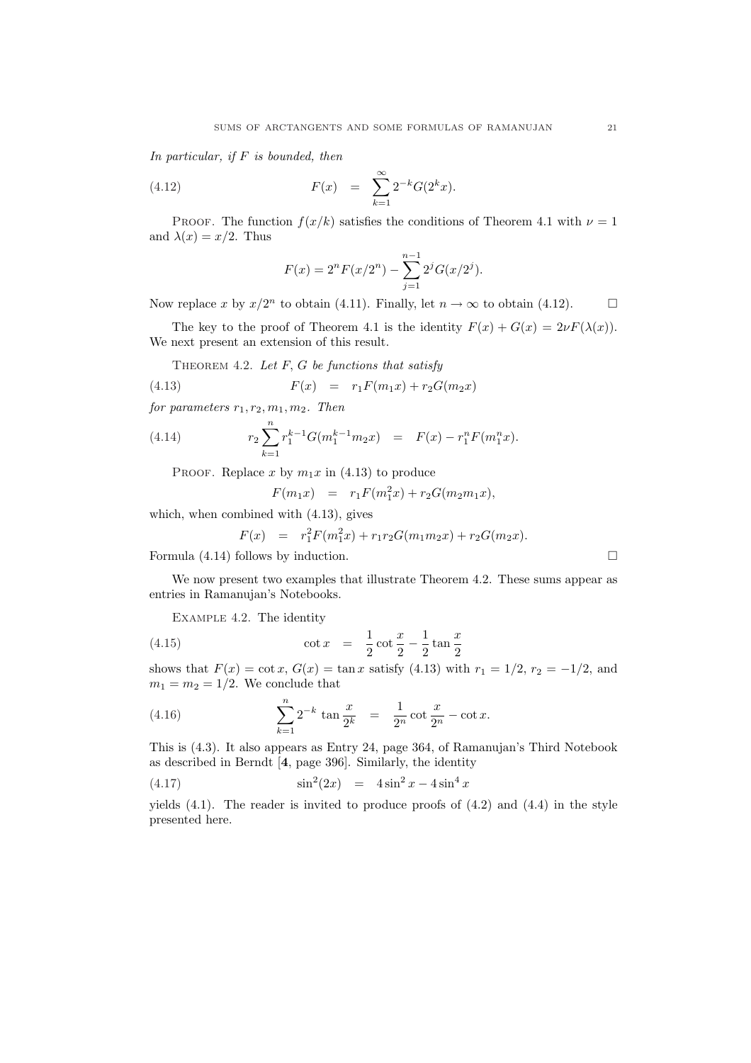*In particular, if $F$ is bounded, then*

$$F(x) \quad = \quad \sum_{k=1}^{\infty} 2^{-k} G(2^k x). \tag{4.12}$$

PROOF. The function $f(x/k)$ satisfies the conditions of Theorem 4.1 with $\nu = 1$ and $\lambda(x) = x/2$. Thus

$$F(x) = 2^n F(x/2^n) - \sum_{j=1}^{n-1} 2^j G(x/2^j).$$

Now replace $x$ by $x/2^n$ to obtain (4.11). Finally, let $n \to \infty$ to obtain (4.12). □

The key to the proof of Theorem 4.1 is the identity $F(x) + G(x) = 2\nu F(\lambda(x))$. We next present an extension of this result.

THEOREM 4.2. *Let $F$, $G$ be functions that satisfy*

$$F(x) \quad = \quad r_1 F(m_1 x) + r_2 G(m_2 x) \tag{4.13}$$

*for parameters $r_1, r_2, m_1, m_2$. Then*

$$r_2 \sum_{k=1}^{n} r_1^{k-1} G(m_1^{k-1} m_2 x) \quad = \quad F(x) - r_1^n F(m_1^n x). \tag{4.14}$$

PROOF. Replace $x$ by $m_1 x$ in (4.13) to produce

$$F(m_1 x) \quad = \quad r_1 F(m_1^2 x) + r_2 G(m_2 m_1 x),$$

which, when combined with (4.13), gives

$$F(x) \quad = \quad r_1^2 F(m_1^2 x) + r_1 r_2 G(m_1 m_2 x) + r_2 G(m_2 x).$$

Formula (4.14) follows by induction. □

We now present two examples that illustrate Theorem 4.2. These sums appear as entries in Ramanujan's Notebooks.

EXAMPLE 4.2. The identity

$$\cot x \quad = \quad \frac{1}{2} \cot \frac{x}{2} - \frac{1}{2} \tan \frac{x}{2} \tag{4.15}$$

shows that $F(x) = \cot x$, $G(x) = \tan x$ satisfy (4.13) with $r_1 = 1/2$, $r_2 = -1/2$, and $m_1 = m_2 = 1/2$. We conclude that

$$\sum_{k=1}^{n} 2^{-k} \tan \frac{x}{2^k} \quad = \quad \frac{1}{2^n} \cot \frac{x}{2^n} - \cot x. \tag{4.16}$$

This is (4.3). It also appears as Entry 24, page 364, of Ramanujan's Third Notebook as described in Berndt [**4**, page 396]. Similarly, the identity

$$\sin^2(2x) \quad = \quad 4 \sin^2 x - 4 \sin^4 x \tag{4.17}$$

yields (4.1). The reader is invited to produce proofs of (4.2) and (4.4) in the style presented here.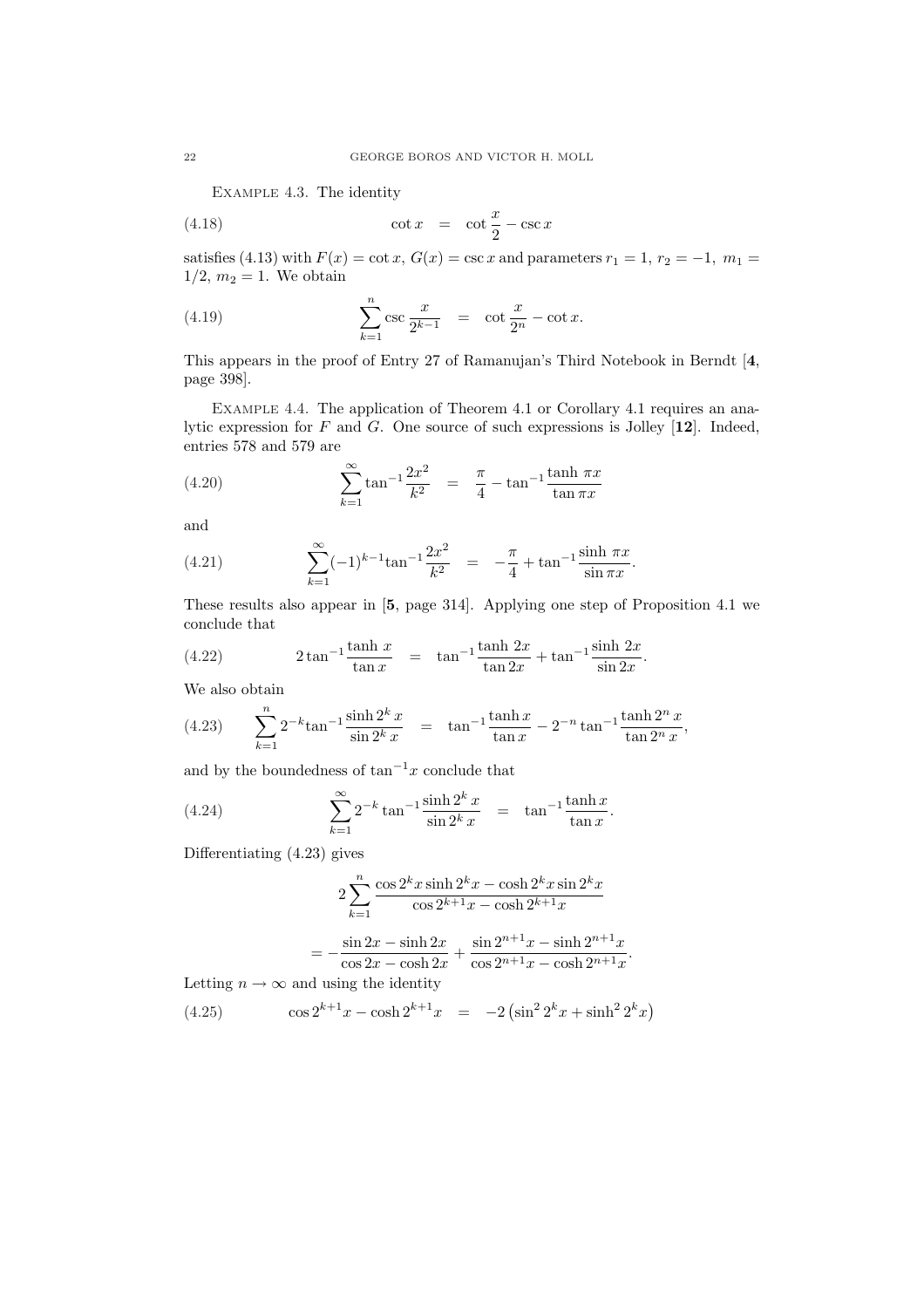Example 4.3. The identity

$$\cot x = \cot \frac{x}{2} - \csc x \tag{4.18}$$

satisfies (4.13) with $F(x) = \cot x$, $G(x) = \csc x$ and parameters $r_1 = 1$, $r_2 = -1$, $m_1 = 1/2$, $m_2 = 1$. We obtain

$$\sum_{k=1}^{n} \csc \frac{x}{2^{k-1}} = \cot \frac{x}{2^n} - \cot x. \tag{4.19}$$

This appears in the proof of Entry 27 of Ramanujan's Third Notebook in Berndt [**4**, page 398].

Example 4.4. The application of Theorem 4.1 or Corollary 4.1 requires an analytic expression for $F$ and $G$. One source of such expressions is Jolley [**12**]. Indeed, entries 578 and 579 are

$$\sum_{k=1}^{\infty} \tan^{-1} \frac{2x^2}{k^2} = \frac{\pi}{4} - \tan^{-1} \frac{\tanh \pi x}{\tan \pi x} \tag{4.20}$$

and

$$\sum_{k=1}^{\infty} (-1)^{k-1} \tan^{-1} \frac{2x^2}{k^2} = -\frac{\pi}{4} + \tan^{-1} \frac{\sinh \pi x}{\sin \pi x}. \tag{4.21}$$

These results also appear in [**5**, page 314]. Applying one step of Proposition 4.1 we conclude that

$$2 \tan^{-1} \frac{\tanh x}{\tan x} = \tan^{-1} \frac{\tanh 2x}{\tan 2x} + \tan^{-1} \frac{\sinh 2x}{\sin 2x}. \tag{4.22}$$

We also obtain

$$\sum_{k=1}^{n} 2^{-k} \tan^{-1} \frac{\sinh 2^k x}{\sin 2^k x} = \tan^{-1} \frac{\tanh x}{\tan x} - 2^{-n} \tan^{-1} \frac{\tanh 2^n x}{\tan 2^n x}, \tag{4.23}$$

and by the boundedness of $\tan^{-1} x$ conclude that

$$\sum_{k=1}^{\infty} 2^{-k} \tan^{-1} \frac{\sinh 2^k x}{\sin 2^k x} = \tan^{-1} \frac{\tanh x}{\tan x}. \tag{4.24}$$

Differentiating (4.23) gives

$$2 \sum_{k=1}^{n} \frac{\cos 2^k x \sinh 2^k x - \cosh 2^k x \sin 2^k x}{\cos 2^{k+1} x - \cosh 2^{k+1} x}$$

$$= -\frac{\sin 2x - \sinh 2x}{\cos 2x - \cosh 2x} + \frac{\sin 2^{n+1} x - \sinh 2^{n+1} x}{\cos 2^{n+1} x - \cosh 2^{n+1} x}.$$

Letting $n \to \infty$ and using the identity

$$\cos 2^{k+1} x - \cosh 2^{k+1} x = -2 \left( \sin^2 2^k x + \sinh^2 2^k x \right) \tag{4.25}$$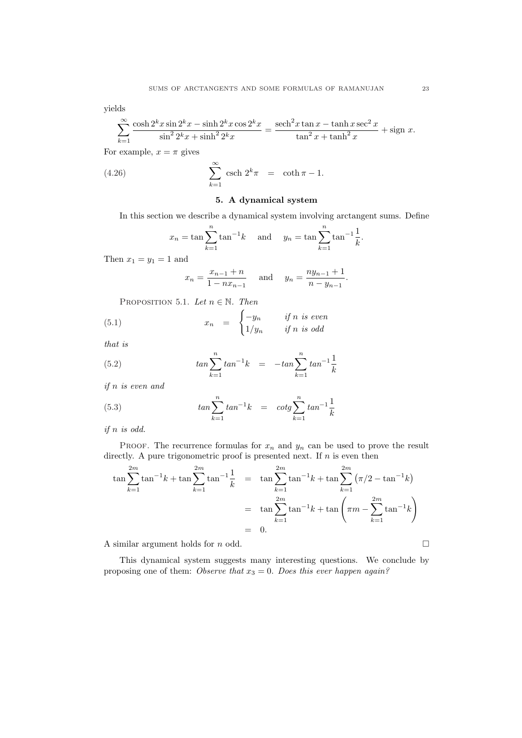yields

$$\sum_{k=1}^{\infty} \frac{\cosh 2^k x \sin 2^k x - \sinh 2^k x \cos 2^k x}{\sin^2 2^k x + \sinh^2 2^k x} = \frac{\operatorname{sech}^2 x \tan x - \tanh x \sec^2 x}{\tan^2 x + \tanh^2 x} + \operatorname{sign} x.$$

For example, $x = \pi$ gives

$$\sum_{k=1}^{\infty} \operatorname{csch} 2^k \pi \quad = \quad \coth \pi - 1. \tag{4.26}$$

## 5. A dynamical system

In this section we describe a dynamical system involving arctangent sums. Define

$$x_n = \tan \sum_{k=1}^{n} \tan^{-1} k \quad \text{ and } \quad y_n = \tan \sum_{k=1}^{n} \tan^{-1} \frac{1}{k}.$$

Then $x_1 = y_1 = 1$ and

$$x_n = \frac{x_{n-1} + n}{1 - n x_{n-1}} \quad \text{ and } \quad y_n = \frac{n y_{n-1} + 1}{n - y_{n-1}}.$$

Proposition 5.1. *Let $n \in \mathbb{N}$. Then*

$$x_n \quad = \quad \begin{cases} -y_n & \text{if } n \text{ is even} \\ 1/y_n & \text{if } n \text{ is odd} \end{cases} \tag{5.1}$$

*that is*

$$tan \sum_{k=1}^{n} tan^{-1} k \quad = \quad -tan \sum_{k=1}^{n} tan^{-1} \frac{1}{k} \tag{5.2}$$

*if $n$ is even and*

$$tan \sum_{k=1}^{n} tan^{-1} k \quad = \quad cotg \sum_{k=1}^{n} tan^{-1} \frac{1}{k} \tag{5.3}$$

*if $n$ is odd.*

Proof. The recurrence formulas for $x_n$ and $y_n$ can be used to prove the result directly. A pure trigonometric proof is presented next. If $n$ is even then

$$\begin{aligned}
\tan \sum_{k=1}^{2m} \tan^{-1} k + \tan \sum_{k=1}^{2m} \tan^{-1} \frac{1}{k} &= \tan \sum_{k=1}^{2m} \tan^{-1} k + \tan \sum_{k=1}^{2m} \left( \pi/2 - \tan^{-1} k \right) \\
&= \tan \sum_{k=1}^{2m} \tan^{-1} k + \tan \left( \pi m - \sum_{k=1}^{2m} \tan^{-1} k \right) \\
&= 0.
\end{aligned}$$

A similar argument holds for $n$ odd. $\square$

This dynamical system suggests many interesting questions. We conclude by proposing one of them: *Observe that $x_3 = 0$. Does this ever happen again?*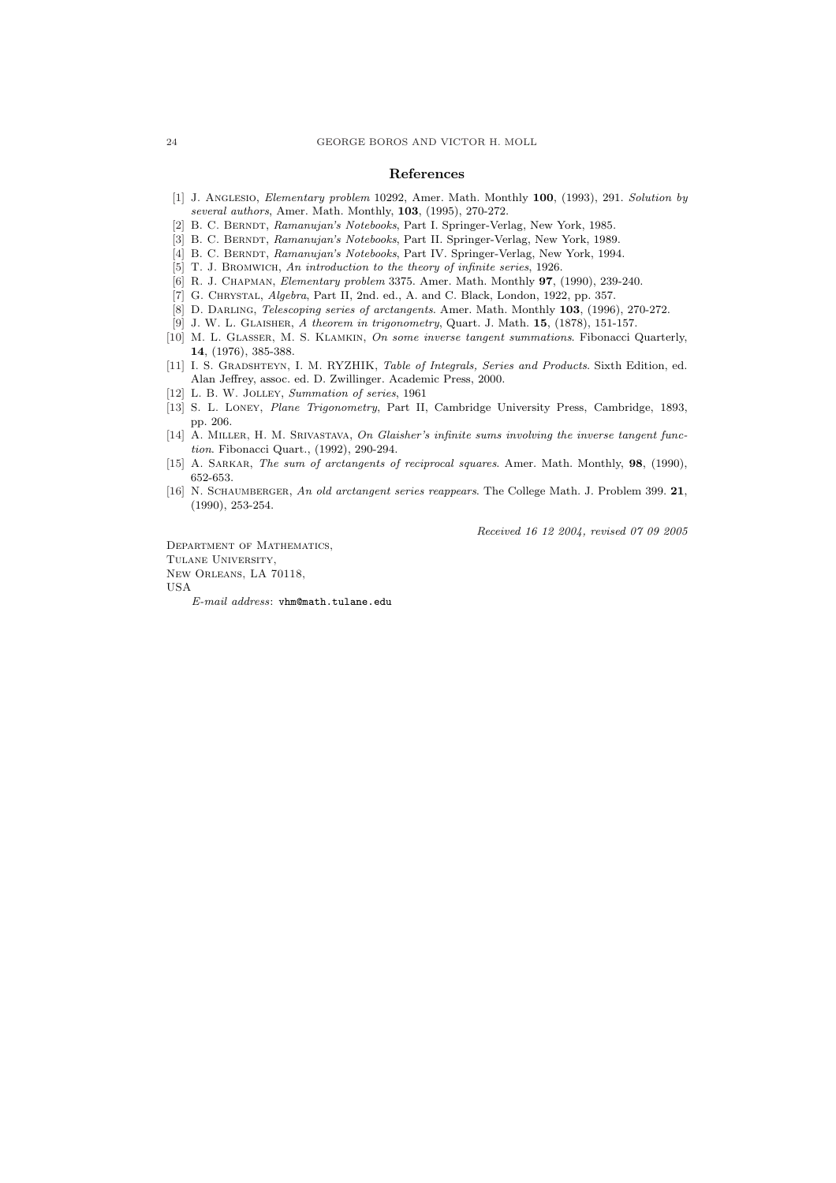## References

[1] J. Anglesio, *Elementary problem* 10292, Amer. Math. Monthly **100**, (1993), 291. *Solution by several authors*, Amer. Math. Monthly, **103**, (1995), 270-272.

[2] B. C. Berndt, *Ramanujan's Notebooks*, Part I. Springer-Verlag, New York, 1985.

[3] B. C. Berndt, *Ramanujan's Notebooks*, Part II. Springer-Verlag, New York, 1989.

[4] B. C. Berndt, *Ramanujan's Notebooks*, Part IV. Springer-Verlag, New York, 1994.

[5] T. J. Bromwich, *An introduction to the theory of infinite series*, 1926.

[6] R. J. Chapman, *Elementary problem* 3375. Amer. Math. Monthly **97**, (1990), 239-240.

[7] G. Chrystal, *Algebra*, Part II, 2nd. ed., A. and C. Black, London, 1922, pp. 357.

[8] D. Darling, *Telescoping series of arctangents*. Amer. Math. Monthly **103**, (1996), 270-272.

[9] J. W. L. Glaisher, *A theorem in trigonometry*, Quart. J. Math. **15**, (1878), 151-157.

[10] M. L. Glasser, M. S. Klamkin, *On some inverse tangent summations*. Fibonacci Quarterly, **14**, (1976), 385-388.

[11] I. S. Gradshteyn, I. M. RYZHIK, *Table of Integrals, Series and Products*. Sixth Edition, ed. Alan Jeffrey, assoc. ed. D. Zwillinger. Academic Press, 2000.

[12] L. B. W. Jolley, *Summation of series*, 1961

[13] S. L. Loney, *Plane Trigonometry*, Part II, Cambridge University Press, Cambridge, 1893, pp. 206.

[14] A. Miller, H. M. Srivastava, *On Glaisher's infinite sums involving the inverse tangent function*. Fibonacci Quart., (1992), 290-294.

[15] A. Sarkar, *The sum of arctangents of reciprocal squares*. Amer. Math. Monthly, **98**, (1990), 652-653.

[16] N. Schaumberger, *An old arctangent series reappears*. The College Math. J. Problem 399. **21**, (1990), 253-254.

*Received 16 12 2004, revised 07 09 2005*

Department of Mathematics,
Tulane University,
New Orleans, LA 70118,
USA

*E-mail address*: vhm@math.tulane.edu